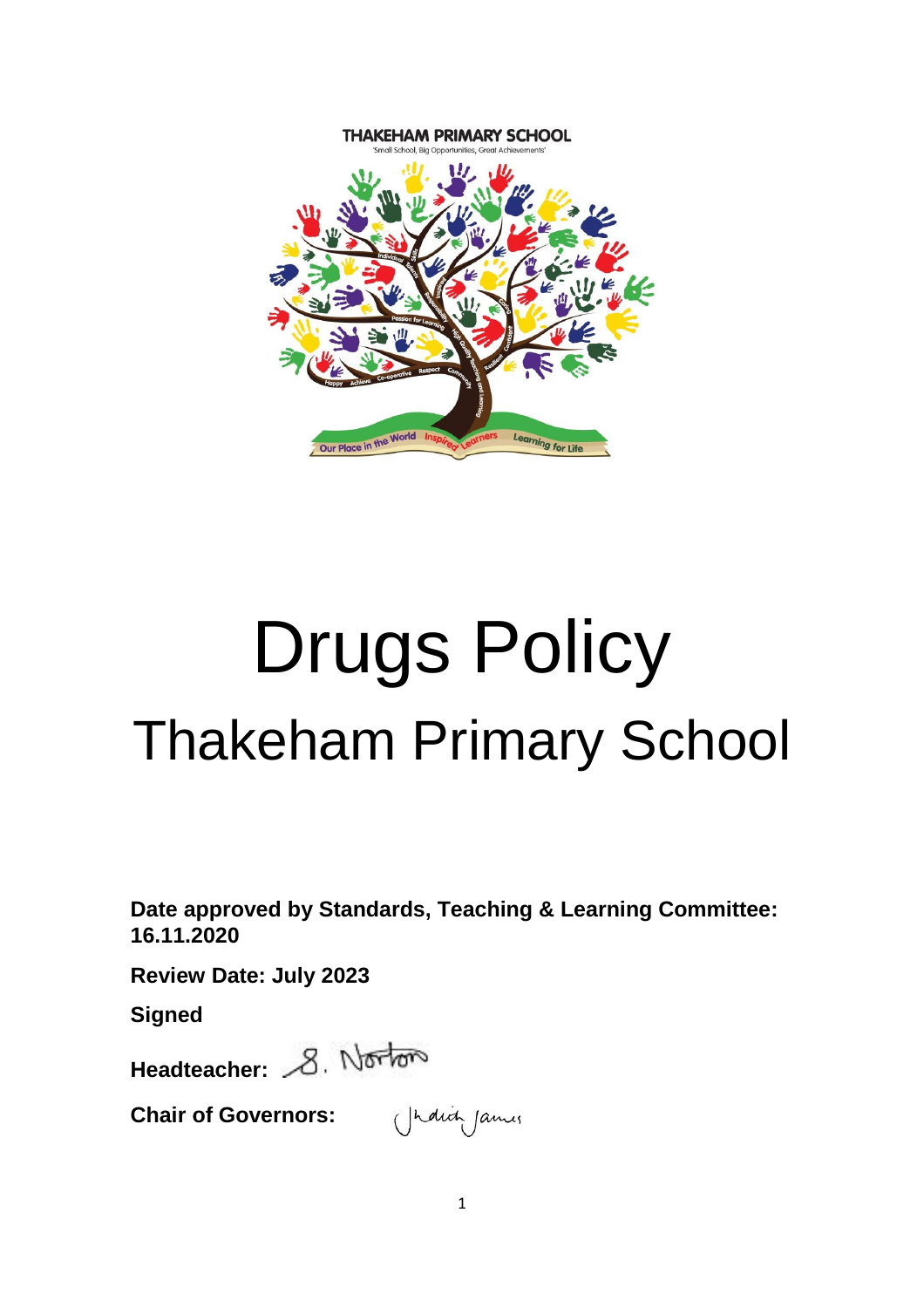THAKEHAM PRIMARY SCHOOL

'Small School, Big Opportunities, Great Achievements'

# Drugs Policy

## Thakeham Primary School

**Date approved by Standards, Teaching & Learning Committee: 16.11.2020**

**Review Date: July 2023**

**Signed**

**Headteacher:** S. Norton

**Chair of Governors:** Judith James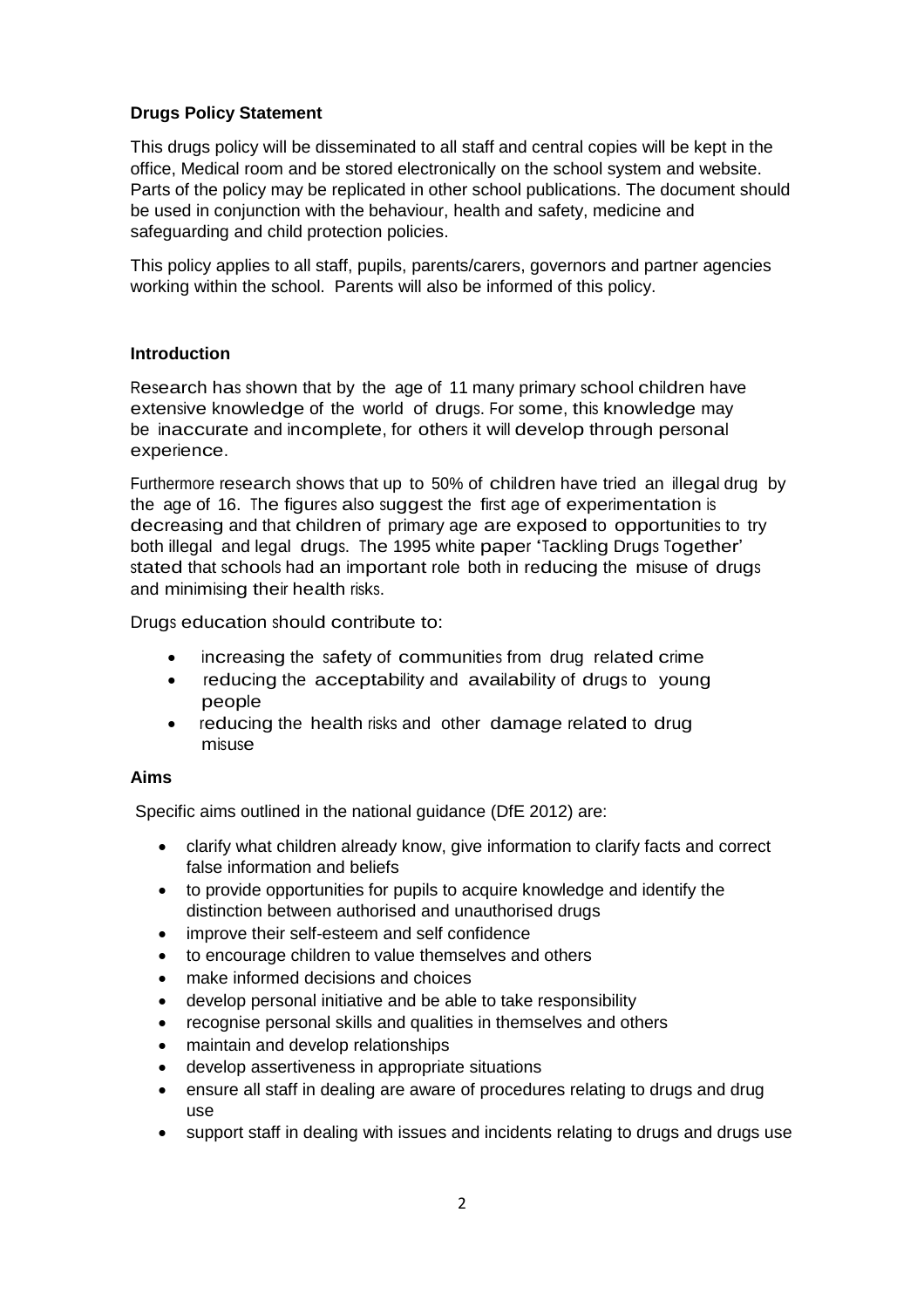**Drugs Policy Statement**

This drugs policy will be disseminated to all staff and central copies will be kept in the office, Medical room and be stored electronically on the school system and website. Parts of the policy may be replicated in other school publications. The document should be used in conjunction with the behaviour, health and safety, medicine and safeguarding and child protection policies.

This policy applies to all staff, pupils, parents/carers, governors and partner agencies working within the school. Parents will also be informed of this policy.

**Introduction**

Research has shown that by the age of 11 many primary school children have extensive knowledge of the world of drugs. For some, this knowledge may be inaccurate and incomplete, for others it will develop through personal experience.

Furthermore research shows that up to 50% of children have tried an illegal drug by the age of 16. The figures also suggest the first age of experimentation is decreasing and that children of primary age are exposed to opportunities to try both illegal and legal drugs. The 1995 white paper 'Tackling Drugs Together' stated that schools had an important role both in reducing the misuse of drugs and minimising their health risks.

Drugs education should contribute to:

- increasing the safety of communities from drug related crime
- reducing the acceptability and availability of drugs to young people
- reducing the health risks and other damage related to drug misuse

**Aims**

Specific aims outlined in the national guidance (DfE 2012) are:

- clarify what children already know, give information to clarify facts and correct false information and beliefs
- to provide opportunities for pupils to acquire knowledge and identify the distinction between authorised and unauthorised drugs
- improve their self-esteem and self confidence
- to encourage children to value themselves and others
- make informed decisions and choices
- develop personal initiative and be able to take responsibility
- recognise personal skills and qualities in themselves and others
- maintain and develop relationships
- develop assertiveness in appropriate situations
- ensure all staff in dealing are aware of procedures relating to drugs and drug use
- support staff in dealing with issues and incidents relating to drugs and drugs use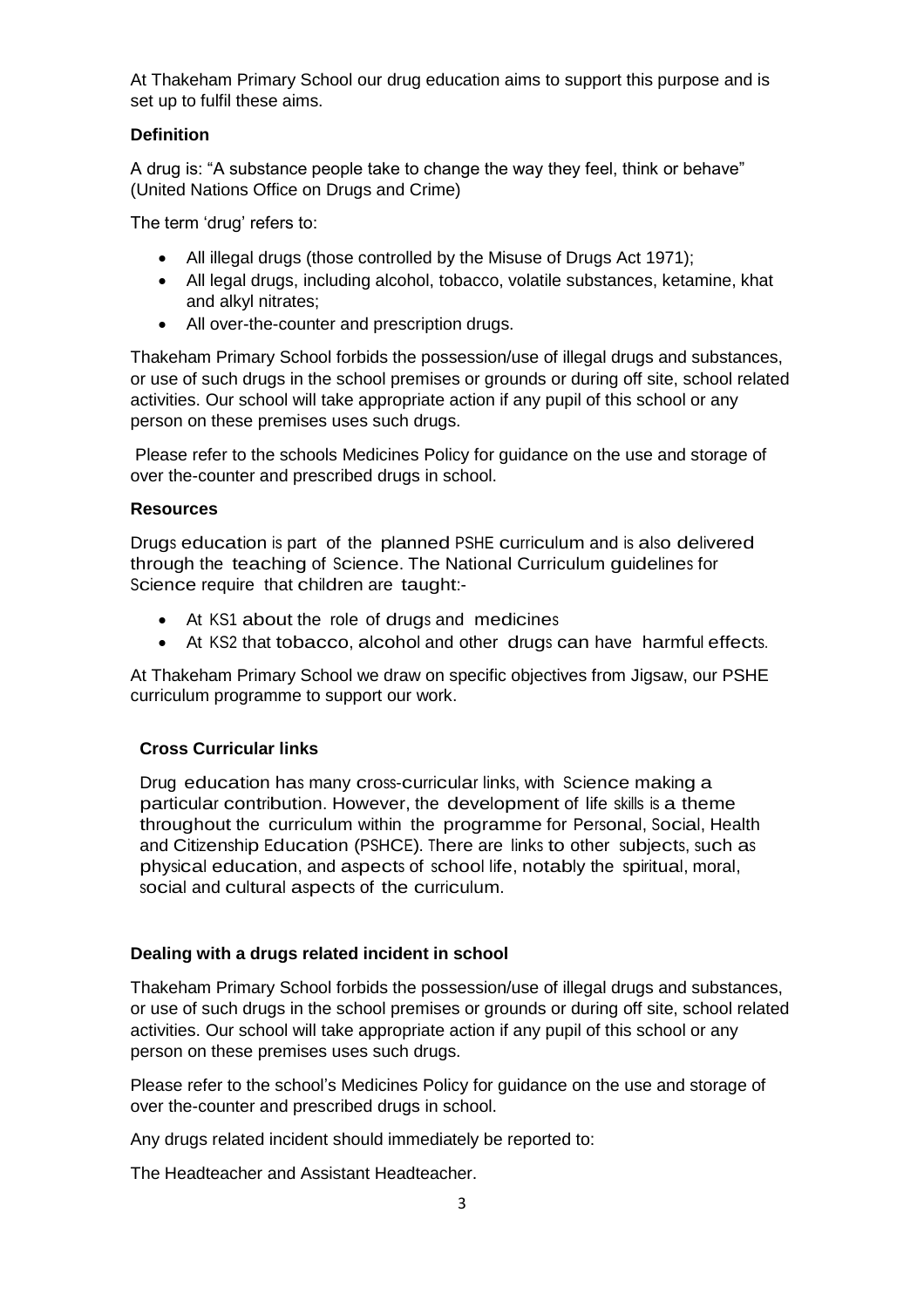At Thakeham Primary School our drug education aims to support this purpose and is set up to fulfil these aims.

**Definition**

A drug is: "A substance people take to change the way they feel, think or behave" (United Nations Office on Drugs and Crime)

The term 'drug' refers to:

- All illegal drugs (those controlled by the Misuse of Drugs Act 1971);
- All legal drugs, including alcohol, tobacco, volatile substances, ketamine, khat and alkyl nitrates;
- All over-the-counter and prescription drugs.

Thakeham Primary School forbids the possession/use of illegal drugs and substances, or use of such drugs in the school premises or grounds or during off site, school related activities. Our school will take appropriate action if any pupil of this school or any person on these premises uses such drugs.

Please refer to the schools Medicines Policy for guidance on the use and storage of over the-counter and prescribed drugs in school.

**Resources**

Drugs education is part of the planned PSHE curriculum and is also delivered through the teaching of Science. The National Curriculum guidelines for Science require that children are taught:-

- At KS1 about the role of drugs and medicines
- At KS2 that tobacco, alcohol and other drugs can have harmful effects.

At Thakeham Primary School we draw on specific objectives from Jigsaw, our PSHE curriculum programme to support our work.

**Cross Curricular links**

Drug education has many cross-curricular links, with Science making a particular contribution. However, the development of life skills is a theme throughout the curriculum within the programme for Personal, Social, Health and Citizenship Education (PSHCE). There are links to other subjects, such as physical education, and aspects of school life, notably the spiritual, moral, social and cultural aspects of the curriculum.

**Dealing with a drugs related incident in school**

Thakeham Primary School forbids the possession/use of illegal drugs and substances, or use of such drugs in the school premises or grounds or during off site, school related activities. Our school will take appropriate action if any pupil of this school or any person on these premises uses such drugs.

Please refer to the school's Medicines Policy for guidance on the use and storage of over the-counter and prescribed drugs in school.

Any drugs related incident should immediately be reported to:

The Headteacher and Assistant Headteacher.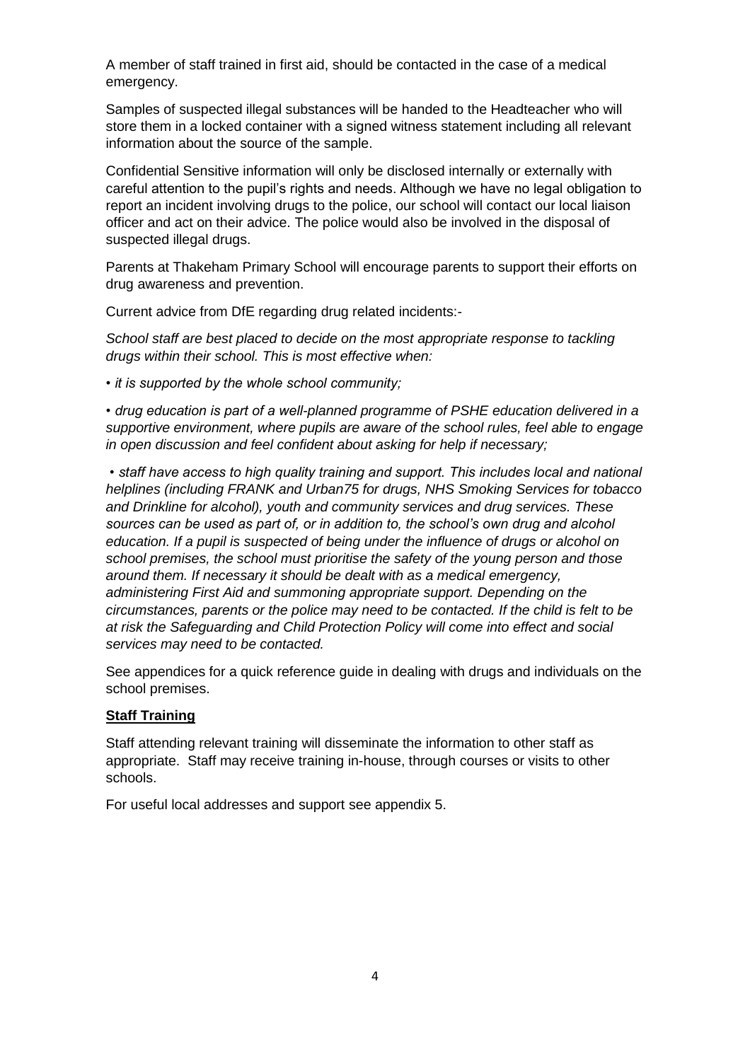A member of staff trained in first aid, should be contacted in the case of a medical emergency.

Samples of suspected illegal substances will be handed to the Headteacher who will store them in a locked container with a signed witness statement including all relevant information about the source of the sample.

Confidential Sensitive information will only be disclosed internally or externally with careful attention to the pupil's rights and needs. Although we have no legal obligation to report an incident involving drugs to the police, our school will contact our local liaison officer and act on their advice. The police would also be involved in the disposal of suspected illegal drugs.

Parents at Thakeham Primary School will encourage parents to support their efforts on drug awareness and prevention.

Current advice from DfE regarding drug related incidents:-

*School staff are best placed to decide on the most appropriate response to tackling drugs within their school. This is most effective when:*

*• it is supported by the whole school community;*

*• drug education is part of a well-planned programme of PSHE education delivered in a supportive environment, where pupils are aware of the school rules, feel able to engage in open discussion and feel confident about asking for help if necessary;*

*• staff have access to high quality training and support. This includes local and national helplines (including FRANK and Urban75 for drugs, NHS Smoking Services for tobacco and Drinkline for alcohol), youth and community services and drug services. These sources can be used as part of, or in addition to, the school's own drug and alcohol education. If a pupil is suspected of being under the influence of drugs or alcohol on school premises, the school must prioritise the safety of the young person and those around them. If necessary it should be dealt with as a medical emergency, administering First Aid and summoning appropriate support. Depending on the circumstances, parents or the police may need to be contacted. If the child is felt to be at risk the Safeguarding and Child Protection Policy will come into effect and social services may need to be contacted.*

See appendices for a quick reference guide in dealing with drugs and individuals on the school premises.

**Staff Training**

Staff attending relevant training will disseminate the information to other staff as appropriate. Staff may receive training in-house, through courses or visits to other schools.

For useful local addresses and support see appendix 5.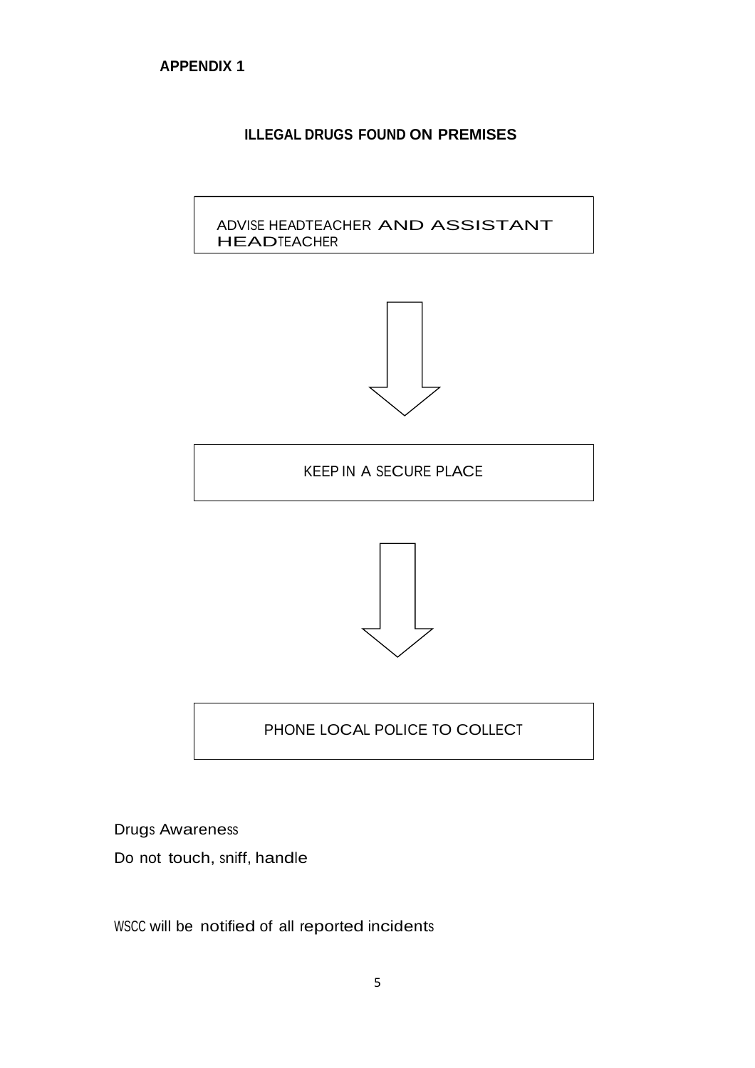**APPENDIX 1**

## ILLEGAL DRUGS FOUND ON PREMISES

ADVISE HEADTEACHER AND ASSISTANT HEADTEACHER

↓

KEEP IN A SECURE PLACE

↓

PHONE LOCAL POLICE TO COLLECT

Drugs Awareness

Do not touch, sniff, handle

WSCC will be notified of all reported incidents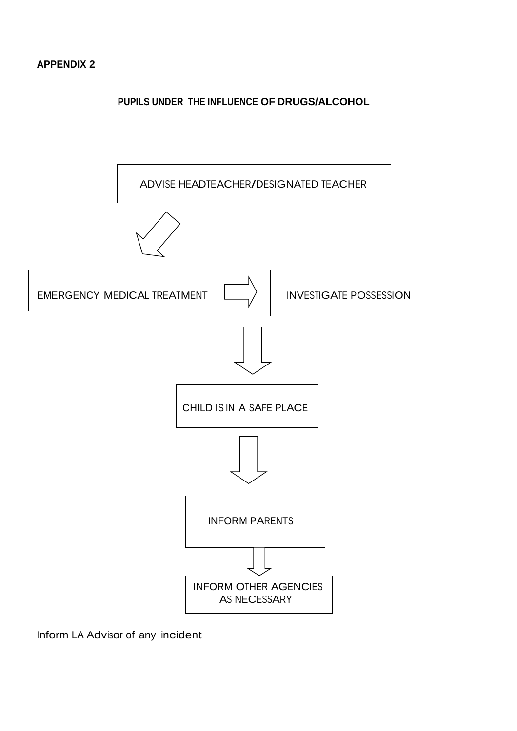**APPENDIX 2**

**PUPILS UNDER THE INFLUENCE OF DRUGS/ALCOHOL**

ADVISE HEADTEACHER/DESIGNATED TEACHER

↓

EMERGENCY MEDICAL TREATMENT → INVESTIGATE POSSESSION

↓

CHILD IS IN A SAFE PLACE

↓

INFORM PARENTS

↓

INFORM OTHER AGENCIES AS NECESSARY

Inform LA Advisor of any incident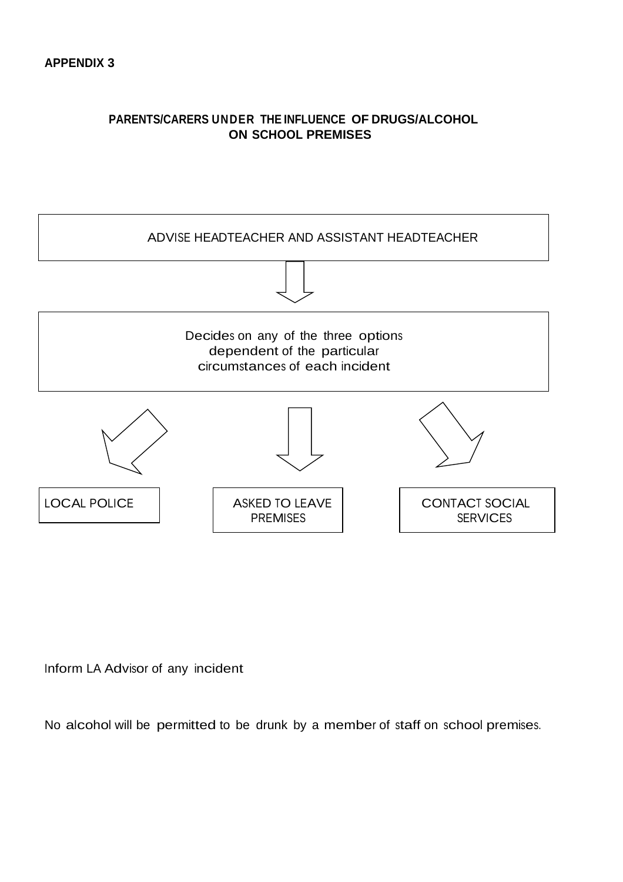**APPENDIX 3**

## PARENTS/CARERS UNDER THE INFLUENCE OF DRUGS/ALCOHOL ON SCHOOL PREMISES

ADVISE HEADTEACHER AND ASSISTANT HEADTEACHER

↓

Decides on any of the three options dependent of the particular circumstances of each incident

↓

- LOCAL POLICE
- ASKED TO LEAVE PREMISES
- CONTACT SOCIAL SERVICES

Inform LA Advisor of any incident

No alcohol will be permitted to be drunk by a member of staff on school premises.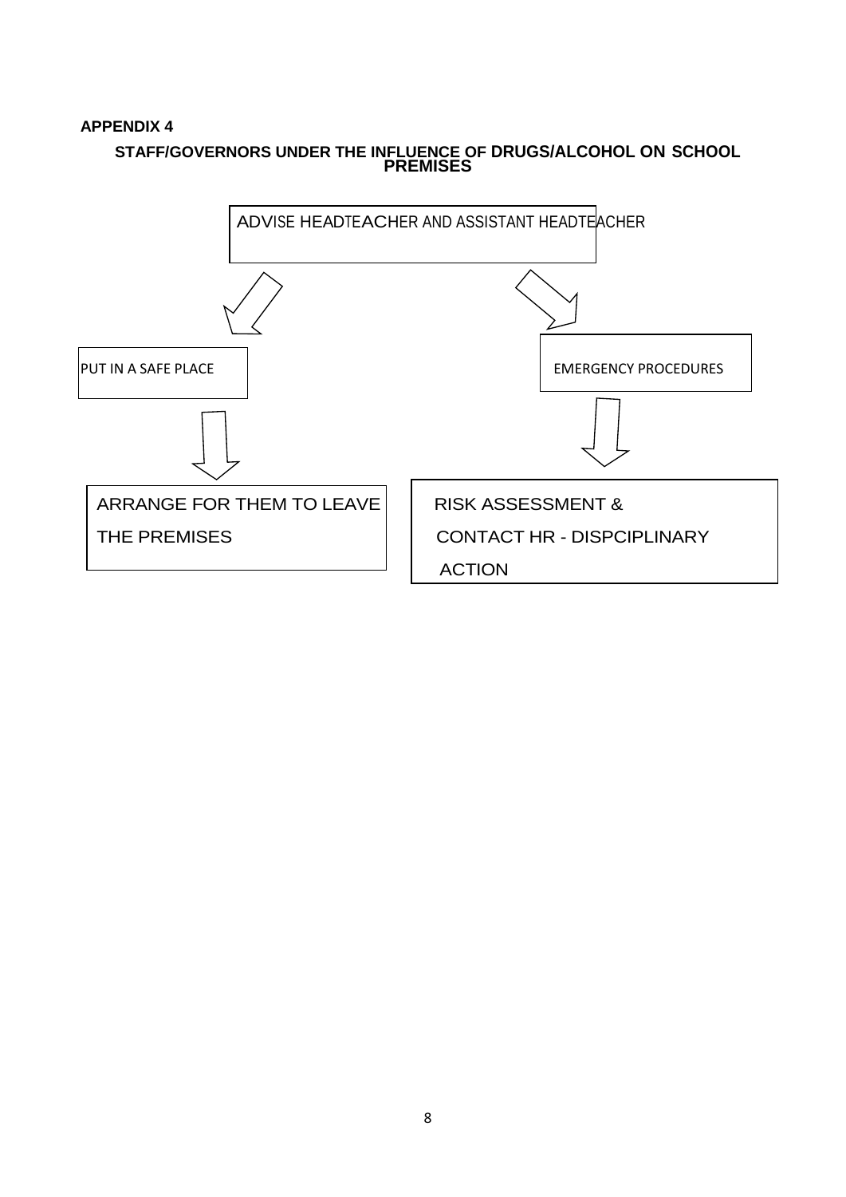**APPENDIX 4**

**STAFF/GOVERNORS UNDER THE INFLUENCE OF DRUGS/ALCOHOL ON SCHOOL PREMISES**

ADVISE HEADTEACHER AND ASSISTANT HEADTEACHER

- PUT IN A SAFE PLACE
  - ARRANGE FOR THEM TO LEAVE THE PREMISES
- EMERGENCY PROCEDURES
  - RISK ASSESSMENT & CONTACT HR - DISPCIPLINARY ACTION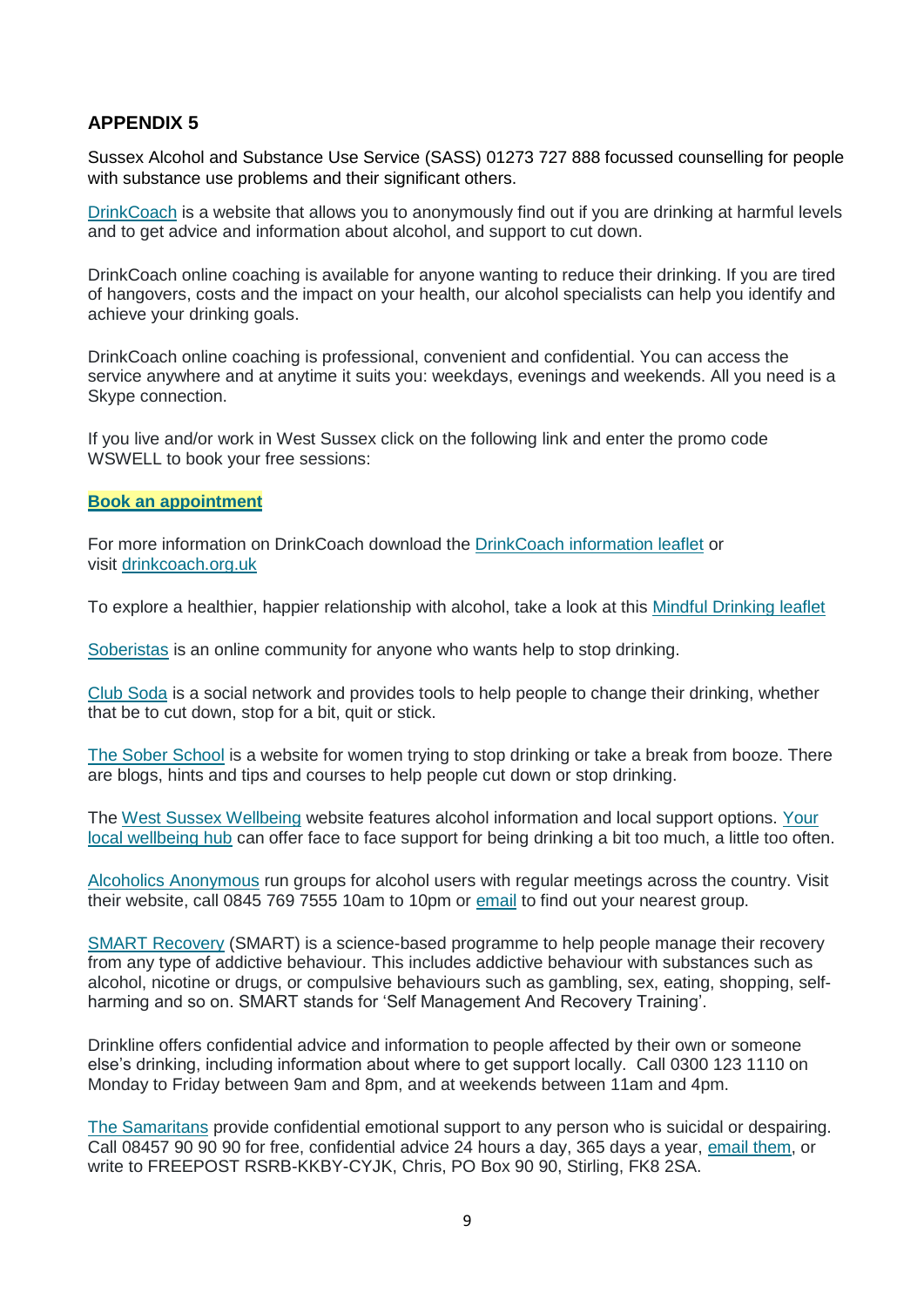## APPENDIX 5

Sussex Alcohol and Substance Use Service (SASS) 01273 727 888 focussed counselling for people with substance use problems and their significant others.

DrinkCoach is a website that allows you to anonymously find out if you are drinking at harmful levels and to get advice and information about alcohol, and support to cut down.

DrinkCoach online coaching is available for anyone wanting to reduce their drinking. If you are tired of hangovers, costs and the impact on your health, our alcohol specialists can help you identify and achieve your drinking goals.

DrinkCoach online coaching is professional, convenient and confidential. You can access the service anywhere and at anytime it suits you: weekdays, evenings and weekends. All you need is a Skype connection.

If you live and/or work in West Sussex click on the following link and enter the promo code WSWELL to book your free sessions:

**Book an appointment**

For more information on DrinkCoach download the DrinkCoach information leaflet or visit drinkcoach.org.uk

To explore a healthier, happier relationship with alcohol, take a look at this Mindful Drinking leaflet

Soberistas is an online community for anyone who wants help to stop drinking.

Club Soda is a social network and provides tools to help people to change their drinking, whether that be to cut down, stop for a bit, quit or stick.

The Sober School is a website for women trying to stop drinking or take a break from booze. There are blogs, hints and tips and courses to help people cut down or stop drinking.

The West Sussex Wellbeing website features alcohol information and local support options. Your local wellbeing hub can offer face to face support for being drinking a bit too much, a little too often.

Alcoholics Anonymous run groups for alcohol users with regular meetings across the country. Visit their website, call 0845 769 7555 10am to 10pm or email to find out your nearest group.

SMART Recovery (SMART) is a science-based programme to help people manage their recovery from any type of addictive behaviour. This includes addictive behaviour with substances such as alcohol, nicotine or drugs, or compulsive behaviours such as gambling, sex, eating, shopping, self-harming and so on. SMART stands for 'Self Management And Recovery Training'.

Drinkline offers confidential advice and information to people affected by their own or someone else's drinking, including information about where to get support locally. Call 0300 123 1110 on Monday to Friday between 9am and 8pm, and at weekends between 11am and 4pm.

The Samaritans provide confidential emotional support to any person who is suicidal or despairing. Call 08457 90 90 90 for free, confidential advice 24 hours a day, 365 days a year, email them, or write to FREEPOST RSRB-KKBY-CYJK, Chris, PO Box 90 90, Stirling, FK8 2SA.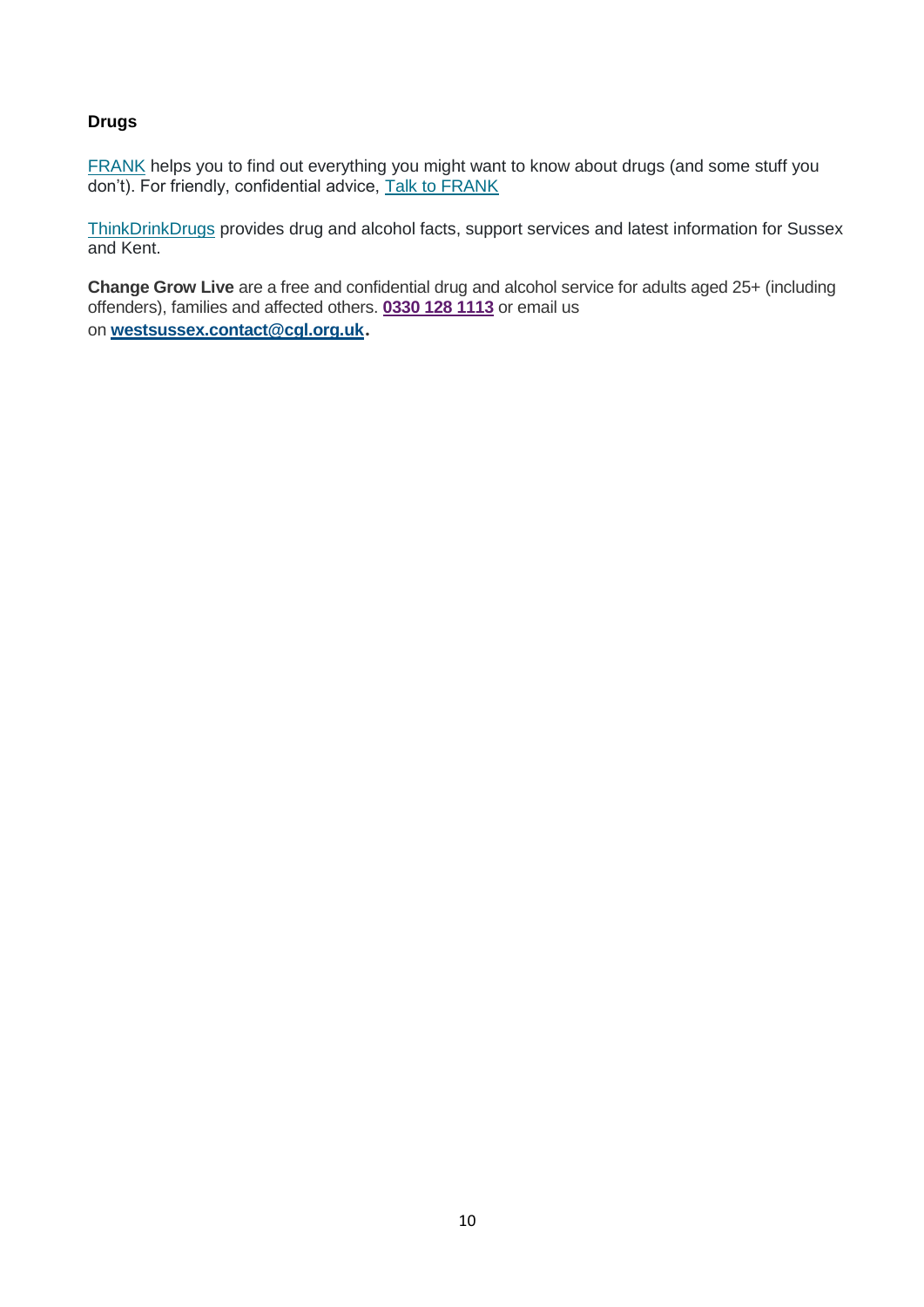**Drugs**

FRANK helps you to find out everything you might want to know about drugs (and some stuff you don't). For friendly, confidential advice, Talk to FRANK

ThinkDrinkDrugs provides drug and alcohol facts, support services and latest information for Sussex and Kent.

**Change Grow Live** are a free and confidential drug and alcohol service for adults aged 25+ (including offenders), families and affected others. **0330 128 1113** or email us on **westsussex.contact@cgl.org.uk.**